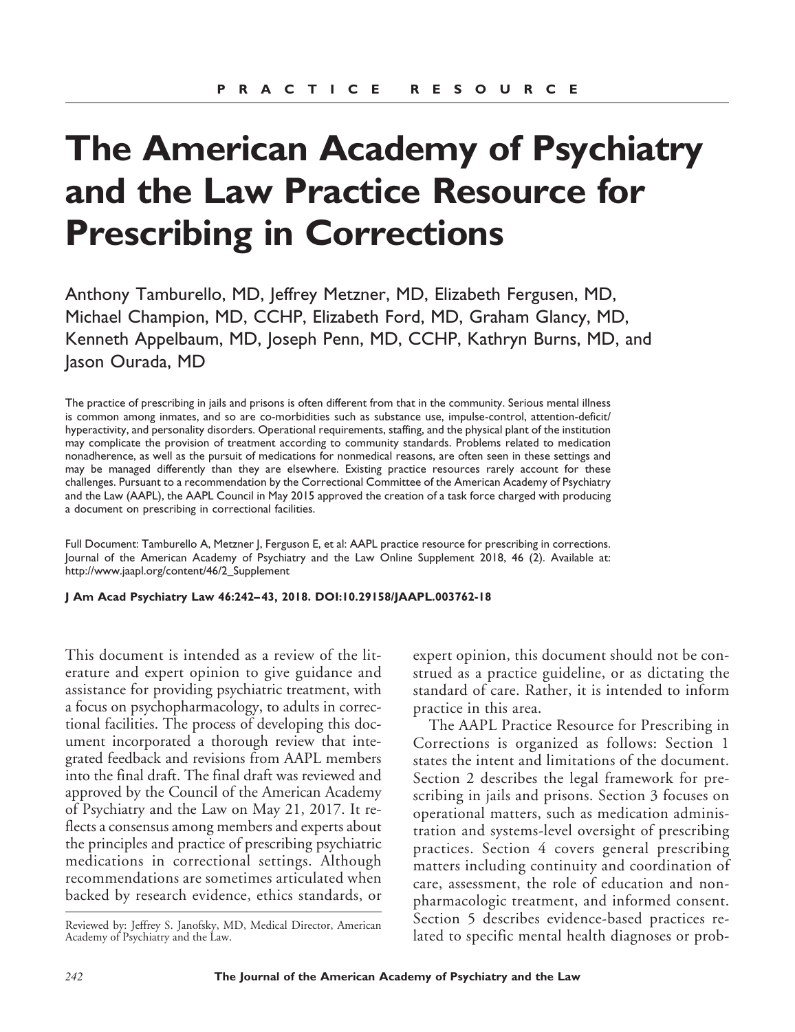PRACTICE RESOURCE

# The American Academy of Psychiatry and the Law Practice Resource for Prescribing in Corrections

Anthony Tamburello, MD, Jeffrey Metzner, MD, Elizabeth Fergusen, MD, Michael Champion, MD, CCHP, Elizabeth Ford, MD, Graham Glancy, MD, Kenneth Appelbaum, MD, Joseph Penn, MD, CCHP, Kathryn Burns, MD, and Jason Ourada, MD

The practice of prescribing in jails and prisons is often different from that in the community. Serious mental illness is common among inmates, and so are co-morbidities such as substance use, impulse-control, attention-deficit/hyperactivity, and personality disorders. Operational requirements, staffing, and the physical plant of the institution may complicate the provision of treatment according to community standards. Problems related to medication nonadherence, as well as the pursuit of medications for nonmedical reasons, are often seen in these settings and may be managed differently than they are elsewhere. Existing practice resources rarely account for these challenges. Pursuant to a recommendation by the Correctional Committee of the American Academy of Psychiatry and the Law (AAPL), the AAPL Council in May 2015 approved the creation of a task force charged with producing a document on prescribing in correctional facilities.

Full Document: Tamburello A, Metzner J, Ferguson E, et al: AAPL practice resource for prescribing in corrections. Journal of the American Academy of Psychiatry and the Law Online Supplement 2018, 46 (2). Available at: http://www.jaapl.org/content/46/2_Supplement

**J Am Acad Psychiatry Law 46:242–43, 2018. DOI:10.29158/JAAPL.003762-18**

This document is intended as a review of the literature and expert opinion to give guidance and assistance for providing psychiatric treatment, with a focus on psychopharmacology, to adults in correctional facilities. The process of developing this document incorporated a thorough review that integrated feedback and revisions from AAPL members into the final draft. The final draft was reviewed and approved by the Council of the American Academy of Psychiatry and the Law on May 21, 2017. It reflects a consensus among members and experts about the principles and practice of prescribing psychiatric medications in correctional settings. Although recommendations are sometimes articulated when backed by research evidence, ethics standards, or expert opinion, this document should not be construed as a practice guideline, or as dictating the standard of care. Rather, it is intended to inform practice in this area.

The AAPL Practice Resource for Prescribing in Corrections is organized as follows: Section 1 states the intent and limitations of the document. Section 2 describes the legal framework for prescribing in jails and prisons. Section 3 focuses on operational matters, such as medication administration and systems-level oversight of prescribing practices. Section 4 covers general prescribing matters including continuity and coordination of care, assessment, the role of education and nonpharmacologic treatment, and informed consent. Section 5 describes evidence-based practices related to specific mental health diagnoses or prob-

Reviewed by: Jeffrey S. Janofsky, MD, Medical Director, American Academy of Psychiatry and the Law.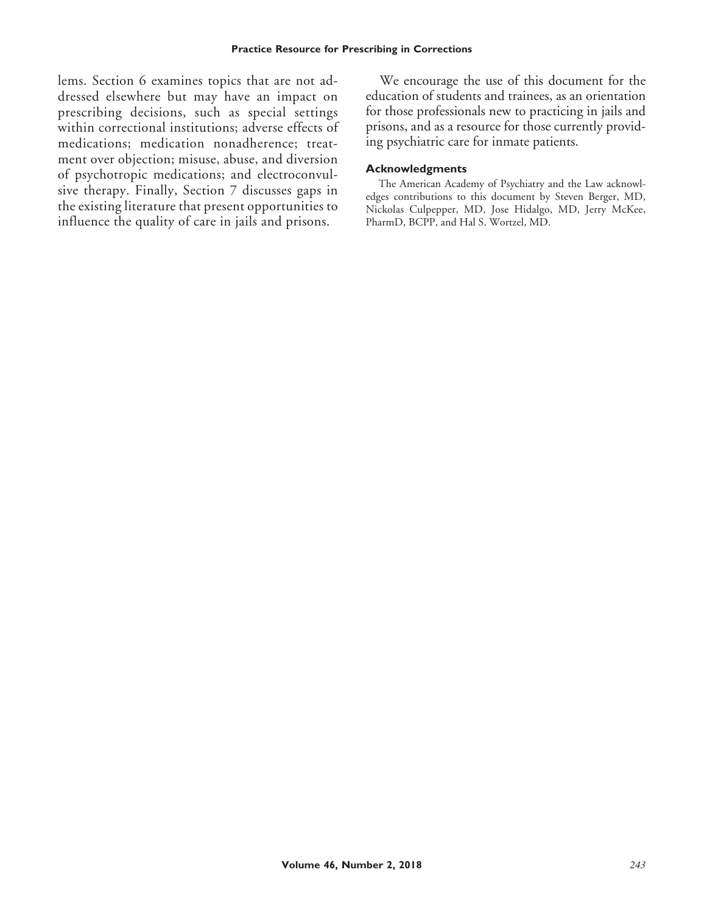lems. Section 6 examines topics that are not addressed elsewhere but may have an impact on prescribing decisions, such as special settings within correctional institutions; adverse effects of medications; medication nonadherence; treatment over objection; misuse, abuse, and diversion of psychotropic medications; and electroconvulsive therapy. Finally, Section 7 discusses gaps in the existing literature that present opportunities to influence the quality of care in jails and prisons.

We encourage the use of this document for the education of students and trainees, as an orientation for those professionals new to practicing in jails and prisons, and as a resource for those currently providing psychiatric care for inmate patients.

### Acknowledgments

The American Academy of Psychiatry and the Law acknowledges contributions to this document by Steven Berger, MD, Nickolas Culpepper, MD, Jose Hidalgo, MD, Jerry McKee, PharmD, BCPP, and Hal S. Wortzel, MD.